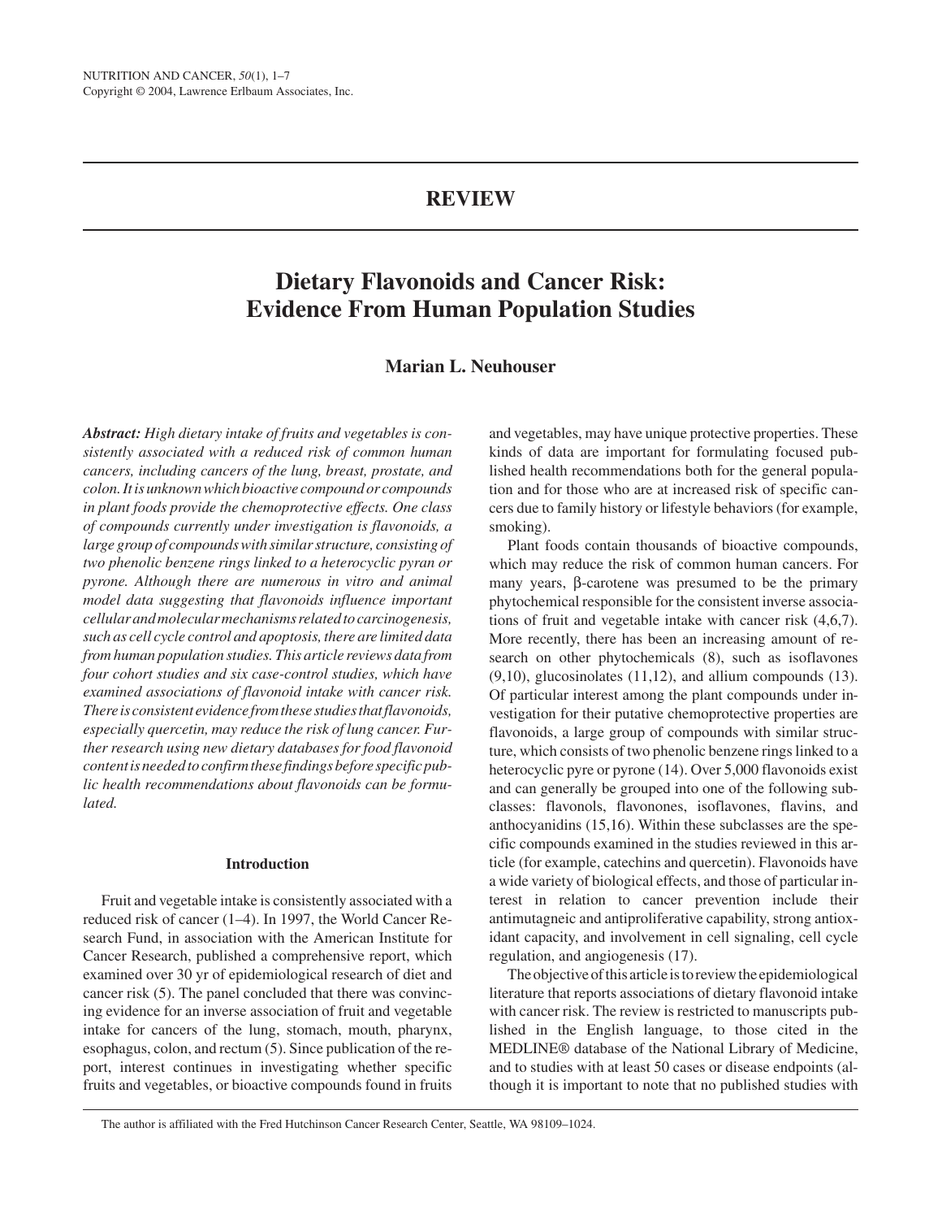# REVIEW

# Dietary Flavonoids and Cancer Risk: Evidence From Human Population Studies

**Marian L. Neuhouser**

***Abstract:*** *High dietary intake of fruits and vegetables is consistently associated with a reduced risk of common human cancers, including cancers of the lung, breast, prostate, and colon. It is unknown which bioactive compound or compounds in plant foods provide the chemoprotective effects. One class of compounds currently under investigation is flavonoids, a large group of compounds with similar structure, consisting of two phenolic benzene rings linked to a heterocyclic pyran or pyrone. Although there are numerous in vitro and animal model data suggesting that flavonoids influence important cellular and molecular mechanisms related to carcinogenesis, such as cell cycle control and apoptosis, there are limited data from human population studies. This article reviews data from four cohort studies and six case-control studies, which have examined associations of flavonoid intake with cancer risk. There is consistent evidence from these studies that flavonoids, especially quercetin, may reduce the risk of lung cancer. Further research using new dietary databases for food flavonoid content is needed to confirm these findings before specific public health recommendations about flavonoids can be formulated.*

### Introduction

Fruit and vegetable intake is consistently associated with a reduced risk of cancer (1–4). In 1997, the World Cancer Research Fund, in association with the American Institute for Cancer Research, published a comprehensive report, which examined over 30 yr of epidemiological research of diet and cancer risk (5). The panel concluded that there was convincing evidence for an inverse association of fruit and vegetable intake for cancers of the lung, stomach, mouth, pharynx, esophagus, colon, and rectum (5). Since publication of the report, interest continues in investigating whether specific fruits and vegetables, or bioactive compounds found in fruits and vegetables, may have unique protective properties. These kinds of data are important for formulating focused published health recommendations both for the general population and for those who are at increased risk of specific cancers due to family history or lifestyle behaviors (for example, smoking).

Plant foods contain thousands of bioactive compounds, which may reduce the risk of common human cancers. For many years, β-carotene was presumed to be the primary phytochemical responsible for the consistent inverse associations of fruit and vegetable intake with cancer risk (4,6,7). More recently, there has been an increasing amount of research on other phytochemicals (8), such as isoflavones (9,10), glucosinolates (11,12), and allium compounds (13). Of particular interest among the plant compounds under investigation for their putative chemoprotective properties are flavonoids, a large group of compounds with similar structure, which consists of two phenolic benzene rings linked to a heterocyclic pyre or pyrone (14). Over 5,000 flavonoids exist and can generally be grouped into one of the following subclasses: flavonols, flavonones, isoflavones, flavins, and anthocyanidins (15,16). Within these subclasses are the specific compounds examined in the studies reviewed in this article (for example, catechins and quercetin). Flavonoids have a wide variety of biological effects, and those of particular interest in relation to cancer prevention include their antimutagneic and antiproliferative capability, strong antioxidant capacity, and involvement in cell signaling, cell cycle regulation, and angiogenesis (17).

The objective of this article is to review the epidemiological literature that reports associations of dietary flavonoid intake with cancer risk. The review is restricted to manuscripts published in the English language, to those cited in the MEDLINE® database of the National Library of Medicine, and to studies with at least 50 cases or disease endpoints (although it is important to note that no published studies with

The author is affiliated with the Fred Hutchinson Cancer Research Center, Seattle, WA 98109–1024.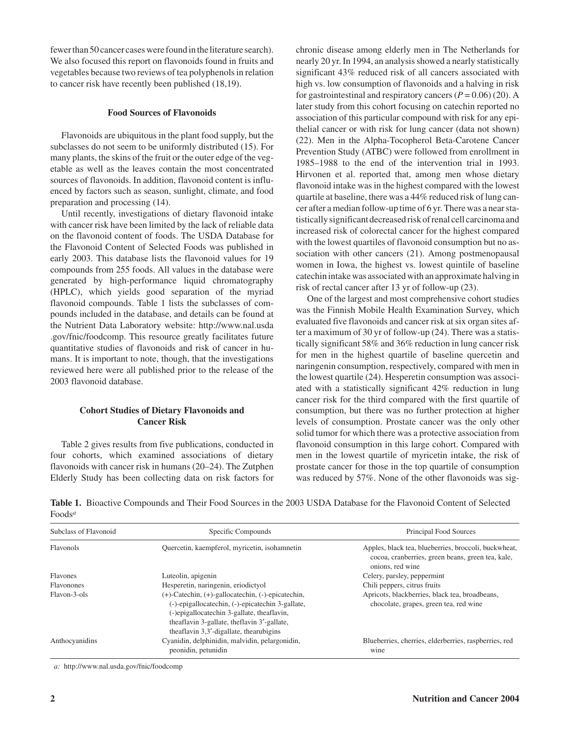fewer than 50 cancer cases were found in the literature search). We also focused this report on flavonoids found in fruits and vegetables because two reviews of tea polyphenols in relation to cancer risk have recently been published (18,19).

### Food Sources of Flavonoids

Flavonoids are ubiquitous in the plant food supply, but the subclasses do not seem to be uniformly distributed (15). For many plants, the skins of the fruit or the outer edge of the vegetable as well as the leaves contain the most concentrated sources of flavonoids. In addition, flavonoid content is influenced by factors such as season, sunlight, climate, and food preparation and processing (14).

Until recently, investigations of dietary flavonoid intake with cancer risk have been limited by the lack of reliable data on the flavonoid content of foods. The USDA Database for the Flavonoid Content of Selected Foods was published in early 2003. This database lists the flavonoid values for 19 compounds from 255 foods. All values in the database were generated by high-performance liquid chromatography (HPLC), which yields good separation of the myriad flavonoid compounds. Table 1 lists the subclasses of compounds included in the database, and details can be found at the Nutrient Data Laboratory website: http://www.nal.usda.gov/fnic/foodcomp. This resource greatly facilitates future quantitative studies of flavonoids and risk of cancer in humans. It is important to note, though, that the investigations reviewed here were all published prior to the release of the 2003 flavonoid database.

### Cohort Studies of Dietary Flavonoids and Cancer Risk

Table 2 gives results from five publications, conducted in four cohorts, which examined associations of dietary flavonoids with cancer risk in humans (20–24). The Zutphen Elderly Study has been collecting data on risk factors for chronic disease among elderly men in The Netherlands for nearly 20 yr. In 1994, an analysis showed a nearly statistically significant 43% reduced risk of all cancers associated with high vs. low consumption of flavonoids and a halving in risk for gastrointestinal and respiratory cancers ($P = 0.06$) (20). A later study from this cohort focusing on catechin reported no association of this particular compound with risk for any epithelial cancer or with risk for lung cancer (data not shown) (22). Men in the Alpha-Tocopherol Beta-Carotene Cancer Prevention Study (ATBC) were followed from enrollment in 1985–1988 to the end of the intervention trial in 1993. Hirvonen et al. reported that, among men whose dietary flavonoid intake was in the highest compared with the lowest quartile at baseline, there was a 44% reduced risk of lung cancer after a median follow-up time of 6 yr. There was a near statistically significant decreased risk of renal cell carcinoma and increased risk of colorectal cancer for the highest compared with the lowest quartiles of flavonoid consumption but no association with other cancers (21). Among postmenopausal women in Iowa, the highest vs. lowest quintile of baseline catechin intake was associated with an approximate halving in risk of rectal cancer after 13 yr of follow-up (23).

One of the largest and most comprehensive cohort studies was the Finnish Mobile Health Examination Survey, which evaluated five flavonoids and cancer risk at six organ sites after a maximum of 30 yr of follow-up (24). There was a statistically significant 58% and 36% reduction in lung cancer risk for men in the highest quartile of baseline quercetin and naringenin consumption, respectively, compared with men in the lowest quartile (24). Hesperetin consumption was associated with a statistically significant 42% reduction in lung cancer risk for the third compared with the first quartile of consumption, but there was no further protection at higher levels of consumption. Prostate cancer was the only other solid tumor for which there was a protective association from flavonoid consumption in this large cohort. Compared with men in the lowest quartile of myricetin intake, the risk of prostate cancer for those in the top quartile of consumption was reduced by 57%. None of the other flavonoids was sig-

**Table 1.** Bioactive Compounds and Their Food Sources in the 2003 USDA Database for the Flavonoid Content of Selected Foods[a]

| Subclass of Flavonoid | Specific Compounds | Principal Food Sources |
|---|---|---|
| Flavonols | Quercetin, kaempferol, myricetin, isohamnetin | Apples, black tea, blueberries, broccoli, buckwheat, cocoa, cranberries, green beans, green tea, kale, onions, red wine |
| Flavones | Luteolin, apigenin | Celery, parsley, peppermint |
| Flavonones | Hesperetin, naringenin, eriodictyol | Chili peppers, citrus fruits |
| Flavon-3-ols | (+)-Catechin, (+)-gallocatechin, (-)-epicatechin, (-)-epigallocatechin, (-)-epicatechin 3-gallate, (-)epigallocatechin 3-gallate, theaflavin, theaflavin 3-gallate, theflavin 3′-gallate, theaflavin 3,3′-digallate, thearubigins | Apricots, blackberries, black tea, broadbeans, chocolate, grapes, green tea, red wine |
| Anthocyanidins | Cyanidin, delphinidin, malvidin, pelargonidin, peonidin, petunidin | Blueberries, cherries, elderberries, raspberries, red wine |

*a:* http://www.nal.usda.gov/fnic/foodcomp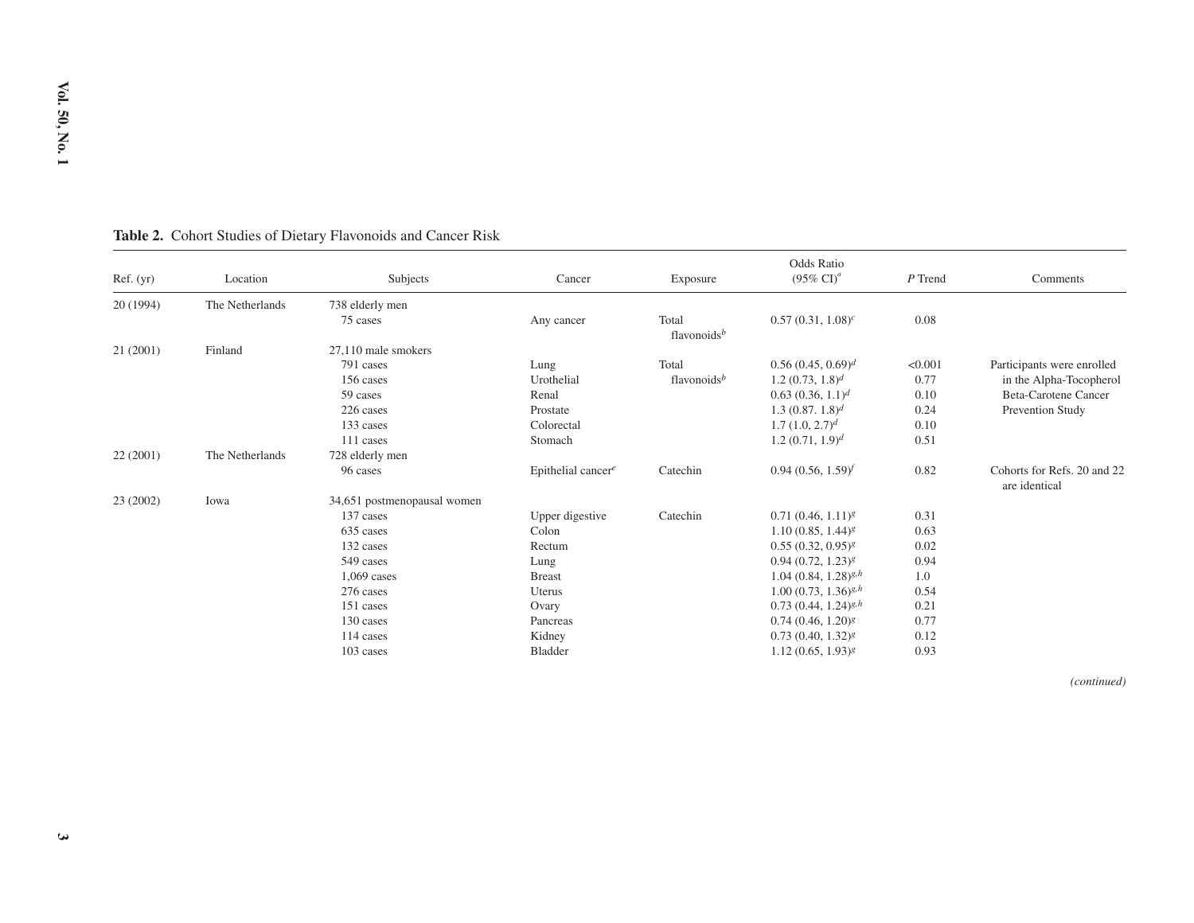**Table 2.** Cohort Studies of Dietary Flavonoids and Cancer Risk

| Ref. (yr) | Location | Subjects | Cancer | Exposure | Odds Ratio (95% CI)[a] | P Trend | Comments |
|---|---|---|---|---|---|---|---|
| 20 (1994) | The Netherlands | 738 elderly men | | | | | |
| | | 75 cases | Any cancer | Total flavonoids[b] | 0.57 (0.31, 1.08)[c] | 0.08 | |
| 21 (2001) | Finland | 27,110 male smokers | | | | | |
| | | 791 cases | Lung | Total flavonoids[b] | 0.56 (0.45, 0.69)[d] | <0.001 | Participants were enrolled in the Alpha-Tocopherol Beta-Carotene Cancer Prevention Study |
| | | 156 cases | Urothelial | | 1.2 (0.73, 1.8)[d] | 0.77 | |
| | | 59 cases | Renal | | 0.63 (0.36, 1.1)[d] | 0.10 | |
| | | 226 cases | Prostate | | 1.3 (0.87. 1.8)[d] | 0.24 | |
| | | 133 cases | Colorectal | | 1.7 (1.0, 2.7)[d] | 0.10 | |
| | | 111 cases | Stomach | | 1.2 (0.71, 1.9)[d] | 0.51 | |
| 22 (2001) | The Netherlands | 728 elderly men | | | | | |
| | | 96 cases | Epithelial cancer[e] | Catechin | 0.94 (0.56, 1.59)[f] | 0.82 | Cohorts for Refs. 20 and 22 are identical |
| 23 (2002) | Iowa | 34,651 postmenopausal women | | | | | |
| | | 137 cases | Upper digestive | Catechin | 0.71 (0.46, 1.11)[g] | 0.31 | |
| | | 635 cases | Colon | | 1.10 (0.85, 1.44)[g] | 0.63 | |
| | | 132 cases | Rectum | | 0.55 (0.32, 0.95)[g] | 0.02 | |
| | | 549 cases | Lung | | 0.94 (0.72, 1.23)[g] | 0.94 | |
| | | 1,069 cases | Breast | | 1.04 (0.84, 1.28)[g,h] | 1.0 | |
| | | 276 cases | Uterus | | 1.00 (0.73, 1.36)[g,h] | 0.54 | |
| | | 151 cases | Ovary | | 0.73 (0.44, 1.24)[g,h] | 0.21 | |
| | | 130 cases | Pancreas | | 0.74 (0.46, 1.20)[g] | 0.77 | |
| | | 114 cases | Kidney | | 0.73 (0.40, 1.32)[g] | 0.12 | |
| | | 103 cases | Bladder | | 1.12 (0.65, 1.93)[g] | 0.93 | |

*(continued)*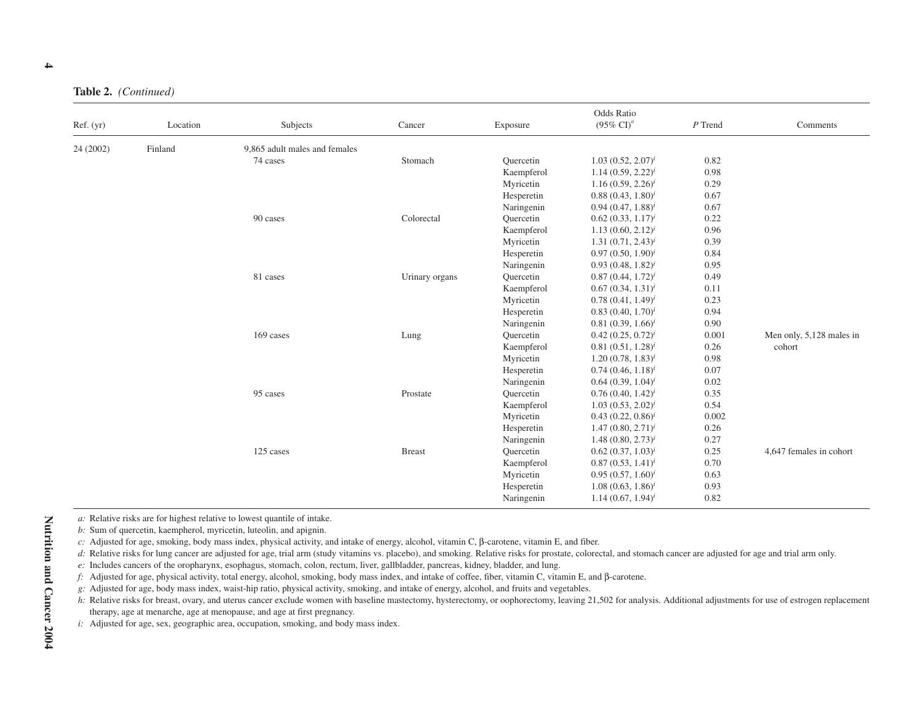**Table 2.** *(Continued)*

| Ref. (yr) | Location | Subjects | Cancer | Exposure | Odds Ratio (95% CI)[a] | *P* Trend | Comments |
|---|---|---|---|---|---|---|---|
| 24 (2002) | Finland | 9,865 adult males and females | | | | | |
| | | 74 cases | Stomach | Quercetin | 1.03 (0.52, 2.07)[i] | 0.82 | |
| | | | | Kaempferol | 1.14 (0.59, 2.22)[i] | 0.98 | |
| | | | | Myricetin | 1.16 (0.59, 2.26)[i] | 0.29 | |
| | | | | Hesperetin | 0.88 (0.43, 1.80)[i] | 0.67 | |
| | | | | Naringenin | 0.94 (0.47, 1.88)[i] | 0.67 | |
| | | 90 cases | Colorectal | Quercetin | 0.62 (0.33, 1.17)[i] | 0.22 | |
| | | | | Kaempferol | 1.13 (0.60, 2.12)[i] | 0.96 | |
| | | | | Myricetin | 1.31 (0.71, 2.43)[i] | 0.39 | |
| | | | | Hesperetin | 0.97 (0.50, 1.90)[i] | 0.84 | |
| | | | | Naringenin | 0.93 (0.48, 1.82)[i] | 0.95 | |
| | | 81 cases | Urinary organs | Quercetin | 0.87 (0.44, 1.72)[i] | 0.49 | |
| | | | | Kaempferol | 0.67 (0.34, 1.31)[i] | 0.11 | |
| | | | | Myricetin | 0.78 (0.41, 1.49)[i] | 0.23 | |
| | | | | Hesperetin | 0.83 (0.40, 1.70)[i] | 0.94 | |
| | | | | Naringenin | 0.81 (0.39, 1.66)[i] | 0.90 | |
| | | 169 cases | Lung | Quercetin | 0.42 (0.25, 0.72)[i] | 0.001 | Men only, 5,128 males in cohort |
| | | | | Kaempferol | 0.81 (0.51, 1.28)[i] | 0.26 | |
| | | | | Myricetin | 1.20 (0.78, 1.83)[i] | 0.98 | |
| | | | | Hesperetin | 0.74 (0.46, 1.18)[i] | 0.07 | |
| | | | | Naringenin | 0.64 (0.39, 1.04)[i] | 0.02 | |
| | | 95 cases | Prostate | Quercetin | 0.76 (0.40, 1.42)[i] | 0.35 | |
| | | | | Kaempferol | 1.03 (0.53, 2.02)[i] | 0.54 | |
| | | | | Myricetin | 0.43 (0.22, 0.86)[i] | 0.002 | |
| | | | | Hesperetin | 1.47 (0.80, 2.71)[i] | 0.26 | |
| | | | | Naringenin | 1.48 (0.80, 2.73)[i] | 0.27 | |
| | | 125 cases | Breast | Quercetin | 0.62 (0.37, 1.03)[i] | 0.25 | 4,647 females in cohort |
| | | | | Kaempferol | 0.87 (0.53, 1.41)[i] | 0.70 | |
| | | | | Myricetin | 0.95 (0.57, 1.60)[i] | 0.63 | |
| | | | | Hesperetin | 1.08 (0.63, 1.86)[i] | 0.93 | |
| | | | | Naringenin | 1.14 (0.67, 1.94)[i] | 0.82 | |

*a:* Relative risks are for highest relative to lowest quantile of intake.
*b:* Sum of quercetin, kaempherol, myricetin, luteolin, and apignin.
*c:* Adjusted for age, smoking, body mass index, physical activity, and intake of energy, alcohol, vitamin C, β-carotene, vitamin E, and fiber.
*d:* Relative risks for lung cancer are adjusted for age, trial arm (study vitamins vs. placebo), and smoking. Relative risks for prostate, colorectal, and stomach cancer are adjusted for age and trial arm only.
*e:* Includes cancers of the oropharynx, esophagus, stomach, colon, rectum, liver, gallbladder, pancreas, kidney, bladder, and lung.
*f:* Adjusted for age, physical activity, total energy, alcohol, smoking, body mass index, and intake of coffee, fiber, vitamin C, vitamin E, and β-carotene.
*g:* Adjusted for age, body mass index, waist-hip ratio, physical activity, smoking, and intake of energy, alcohol, and fruits and vegetables.
*h:* Relative risks for breast, ovary, and uterus cancer exclude women with baseline mastectomy, hysterectomy, or oophorectomy, leaving 21,502 for analysis. Additional adjustments for use of estrogen replacement therapy, age at menarche, age at menopause, and age at first pregnancy.
*i:* Adjusted for age, sex, geographic area, occupation, smoking, and body mass index.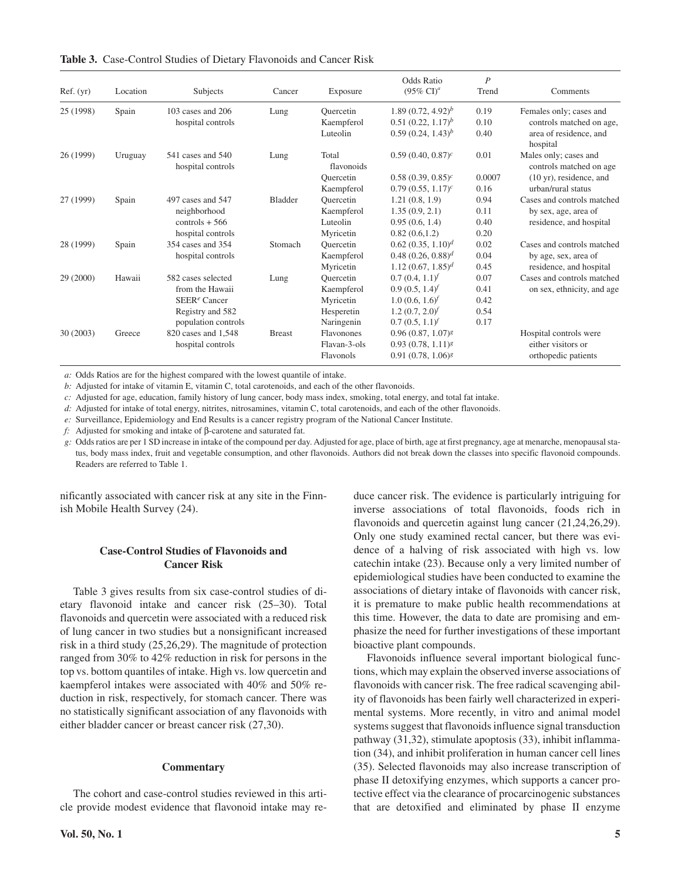**Table 3.** Case-Control Studies of Dietary Flavonoids and Cancer Risk

| Ref. (yr) | Location | Subjects | Cancer | Exposure | Odds Ratio (95% CI)[a] | P Trend | Comments |
|---|---|---|---|---|---|---|---|
| 25 (1998) | Spain | 103 cases and 206 hospital controls | Lung | Quercetin | 1.89 (0.72, 4.92)[b] | 0.19 | Females only; cases and controls matched on age, area of residence, and hospital |
| | | | | Kaempferol | 0.51 (0.22, 1.17)[b] | 0.10 | |
| | | | | Luteolin | 0.59 (0.24, 1.43)[b] | 0.40 | |
| 26 (1999) | Uruguay | 541 cases and 540 hospital controls | Lung | Total flavonoids | 0.59 (0.40, 0.87)[c] | 0.01 | Males only; cases and controls matched on age (10 yr), residence, and urban/rural status |
| | | | | Quercetin | 0.58 (0.39, 0.85)[c] | 0.0007 | |
| | | | | Kaempferol | 0.79 (0.55, 1.17)[c] | 0.16 | |
| 27 (1999) | Spain | 497 cases and 547 neighborhood controls + 566 hospital controls | Bladder | Quercetin | 1.21 (0.8, 1.9) | 0.94 | Cases and controls matched by sex, age, area of residence, and hospital |
| | | | | Kaempferol | 1.35 (0.9, 2.1) | 0.11 | |
| | | | | Luteolin | 0.95 (0.6, 1.4) | 0.40 | |
| | | | | Myricetin | 0.82 (0.6,1.2) | 0.20 | |
| 28 (1999) | Spain | 354 cases and 354 hospital controls | Stomach | Quercetin | 0.62 (0.35, 1.10)[d] | 0.02 | Cases and controls matched by age, sex, area of residence, and hospital |
| | | | | Kaempferol | 0.48 (0.26, 0.88)[d] | 0.04 | |
| | | | | Myricetin | 1.12 (0.67, 1.85)[d] | 0.45 | |
| 29 (2000) | Hawaii | 582 cases selected from the Hawaii SEER[e] Cancer Registry and 582 population controls | Lung | Quercetin | 0.7 (0.4, 1.1)[f] | 0.07 | Cases and controls matched on sex, ethnicity, and age |
| | | | | Kaempferol | 0.9 (0.5, 1.4)[f] | 0.41 | |
| | | | | Myricetin | 1.0 (0.6, 1.6)[f] | 0.42 | |
| | | | | Hesperetin | 1.2 (0.7, 2.0)[f] | 0.54 | |
| | | | | Naringenin | 0.7 (0.5, 1.1)[f] | 0.17 | |
| 30 (2003) | Greece | 820 cases and 1,548 hospital controls | Breast | Flavonones | 0.96 (0.87, 1.07)[g] | | Hospital controls were either visitors or orthopedic patients |
| | | | | Flavan-3-ols | 0.93 (0.78, 1.11)[g] | | |
| | | | | Flavonols | 0.91 (0.78, 1.06)[g] | | |

*a:* Odds Ratios are for the highest compared with the lowest quantile of intake.
*b:* Adjusted for intake of vitamin E, vitamin C, total carotenoids, and each of the other flavonoids.
*c:* Adjusted for age, education, family history of lung cancer, body mass index, smoking, total energy, and total fat intake.
*d:* Adjusted for intake of total energy, nitrites, nitrosamines, vitamin C, total carotenoids, and each of the other flavonoids.
*e:* Surveillance, Epidemiology and End Results is a cancer registry program of the National Cancer Institute.
*f:* Adjusted for smoking and intake of β-carotene and saturated fat.
*g:* Odds ratios are per 1 SD increase in intake of the compound per day. Adjusted for age, place of birth, age at first pregnancy, age at menarche, menopausal status, body mass index, fruit and vegetable consumption, and other flavonoids. Authors did not break down the classes into specific flavonoid compounds. Readers are referred to Table 1.

nificantly associated with cancer risk at any site in the Finnish Mobile Health Survey (24).

### Case-Control Studies of Flavonoids and Cancer Risk

Table 3 gives results from six case-control studies of dietary flavonoid intake and cancer risk (25–30). Total flavonoids and quercetin were associated with a reduced risk of lung cancer in two studies but a nonsignificant increased risk in a third study (25,26,29). The magnitude of protection ranged from 30% to 42% reduction in risk for persons in the top vs. bottom quantiles of intake. High vs. low quercetin and kaempferol intakes were associated with 40% and 50% reduction in risk, respectively, for stomach cancer. There was no statistically significant association of any flavonoids with either bladder cancer or breast cancer risk (27,30).

### Commentary

The cohort and case-control studies reviewed in this article provide modest evidence that flavonoid intake may reduce cancer risk. The evidence is particularly intriguing for inverse associations of total flavonoids, foods rich in flavonoids and quercetin against lung cancer (21,24,26,29). Only one study examined rectal cancer, but there was evidence of a halving of risk associated with high vs. low catechin intake (23). Because only a very limited number of epidemiological studies have been conducted to examine the associations of dietary intake of flavonoids with cancer risk, it is premature to make public health recommendations at this time. However, the data to date are promising and emphasize the need for further investigations of these important bioactive plant compounds.

Flavonoids influence several important biological functions, which may explain the observed inverse associations of flavonoids with cancer risk. The free radical scavenging ability of flavonoids has been fairly well characterized in experimental systems. More recently, in vitro and animal model systems suggest that flavonoids influence signal transduction pathway (31,32), stimulate apoptosis (33), inhibit inflammation (34), and inhibit proliferation in human cancer cell lines (35). Selected flavonoids may also increase transcription of phase II detoxifying enzymes, which supports a cancer protective effect via the clearance of procarcinogenic substances that are detoxified and eliminated by phase II enzyme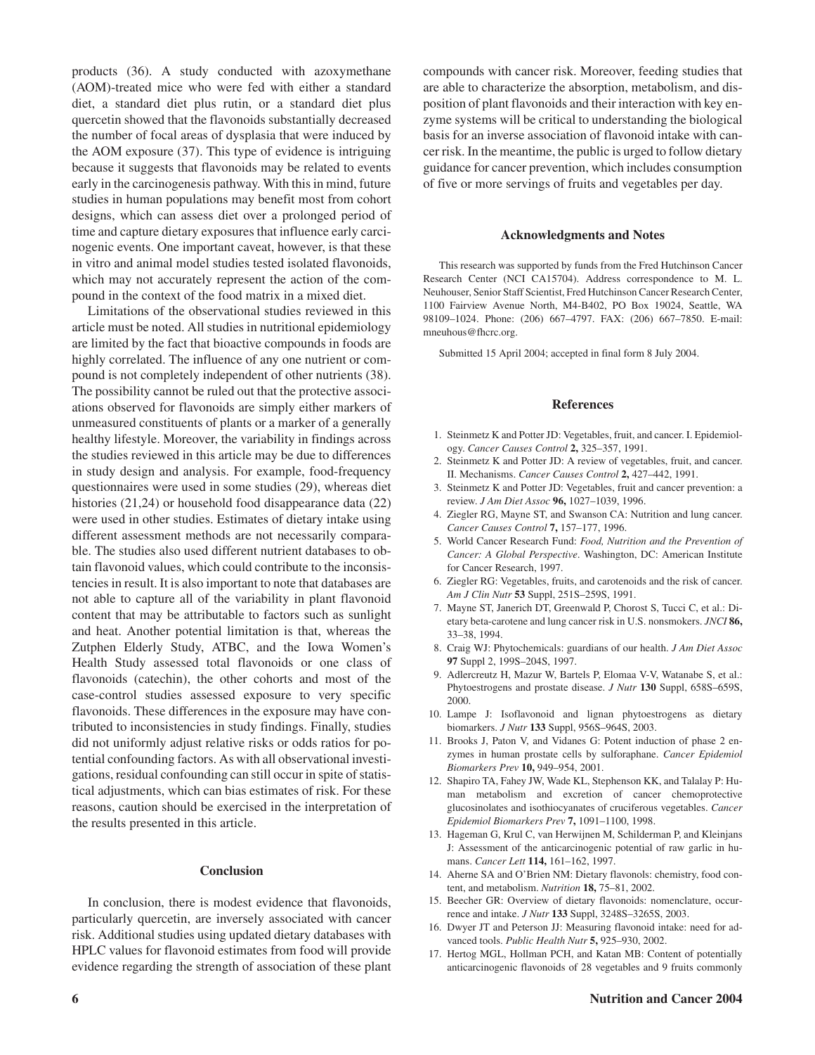products (36). A study conducted with azoxymethane (AOM)-treated mice who were fed with either a standard diet, a standard diet plus rutin, or a standard diet plus quercetin showed that the flavonoids substantially decreased the number of focal areas of dysplasia that were induced by the AOM exposure (37). This type of evidence is intriguing because it suggests that flavonoids may be related to events early in the carcinogenesis pathway. With this in mind, future studies in human populations may benefit most from cohort designs, which can assess diet over a prolonged period of time and capture dietary exposures that influence early carcinogenic events. One important caveat, however, is that these in vitro and animal model studies tested isolated flavonoids, which may not accurately represent the action of the compound in the context of the food matrix in a mixed diet.

Limitations of the observational studies reviewed in this article must be noted. All studies in nutritional epidemiology are limited by the fact that bioactive compounds in foods are highly correlated. The influence of any one nutrient or compound is not completely independent of other nutrients (38). The possibility cannot be ruled out that the protective associations observed for flavonoids are simply either markers of unmeasured constituents of plants or a marker of a generally healthy lifestyle. Moreover, the variability in findings across the studies reviewed in this article may be due to differences in study design and analysis. For example, food-frequency questionnaires were used in some studies (29), whereas diet histories (21,24) or household food disappearance data (22) were used in other studies. Estimates of dietary intake using different assessment methods are not necessarily comparable. The studies also used different nutrient databases to obtain flavonoid values, which could contribute to the inconsistencies in result. It is also important to note that databases are not able to capture all of the variability in plant flavonoid content that may be attributable to factors such as sunlight and heat. Another potential limitation is that, whereas the Zutphen Elderly Study, ATBC, and the Iowa Women's Health Study assessed total flavonoids or one class of flavonoids (catechin), the other cohorts and most of the case-control studies assessed exposure to very specific flavonoids. These differences in the exposure may have contributed to inconsistencies in study findings. Finally, studies did not uniformly adjust relative risks or odds ratios for potential confounding factors. As with all observational investigations, residual confounding can still occur in spite of statistical adjustments, which can bias estimates of risk. For these reasons, caution should be exercised in the interpretation of the results presented in this article.

## Conclusion

In conclusion, there is modest evidence that flavonoids, particularly quercetin, are inversely associated with cancer risk. Additional studies using updated dietary databases with HPLC values for flavonoid estimates from food will provide evidence regarding the strength of association of these plant compounds with cancer risk. Moreover, feeding studies that are able to characterize the absorption, metabolism, and disposition of plant flavonoids and their interaction with key enzyme systems will be critical to understanding the biological basis for an inverse association of flavonoid intake with cancer risk. In the meantime, the public is urged to follow dietary guidance for cancer prevention, which includes consumption of five or more servings of fruits and vegetables per day.

## Acknowledgments and Notes

This research was supported by funds from the Fred Hutchinson Cancer Research Center (NCI CA15704). Address correspondence to M. L. Neuhouser, Senior Staff Scientist, Fred Hutchinson Cancer Research Center, 1100 Fairview Avenue North, M4-B402, PO Box 19024, Seattle, WA 98109–1024. Phone: (206) 667–4797. FAX: (206) 667–7850. E-mail: mneuhous@fhcrc.org.

Submitted 15 April 2004; accepted in final form 8 July 2004.

## References

1. Steinmetz K and Potter JD: Vegetables, fruit, and cancer. I. Epidemiology. *Cancer Causes Control* **2,** 325–357, 1991.
2. Steinmetz K and Potter JD: A review of vegetables, fruit, and cancer. II. Mechanisms. *Cancer Causes Control* **2,** 427–442, 1991.
3. Steinmetz K and Potter JD: Vegetables, fruit and cancer prevention: a review. *J Am Diet Assoc* **96,** 1027–1039, 1996.
4. Ziegler RG, Mayne ST, and Swanson CA: Nutrition and lung cancer. *Cancer Causes Control* **7,** 157–177, 1996.
5. World Cancer Research Fund: *Food, Nutrition and the Prevention of Cancer: A Global Perspective*. Washington, DC: American Institute for Cancer Research, 1997.
6. Ziegler RG: Vegetables, fruits, and carotenoids and the risk of cancer. *Am J Clin Nutr* **53** Suppl, 251S–259S, 1991.
7. Mayne ST, Janerich DT, Greenwald P, Chorost S, Tucci C, et al.: Dietary beta-carotene and lung cancer risk in U.S. nonsmokers. *JNCI* **86,** 33–38, 1994.
8. Craig WJ: Phytochemicals: guardians of our health. *J Am Diet Assoc* **97** Suppl 2, 199S–204S, 1997.
9. Adlercreutz H, Mazur W, Bartels P, Elomaa V-V, Watanabe S, et al.: Phytoestrogens and prostate disease. *J Nutr* **130** Suppl, 658S–659S, 2000.
10. Lampe J: Isoflavonoid and lignan phytoestrogens as dietary biomarkers. *J Nutr* **133** Suppl, 956S–964S, 2003.
11. Brooks J, Paton V, and Vidanes G: Potent induction of phase 2 enzymes in human prostate cells by sulforaphane. *Cancer Epidemiol Biomarkers Prev* **10,** 949–954, 2001.
12. Shapiro TA, Fahey JW, Wade KL, Stephenson KK, and Talalay P: Human metabolism and excretion of cancer chemoprotective glucosinolates and isothiocyanates of cruciferous vegetables. *Cancer Epidemiol Biomarkers Prev* **7,** 1091–1100, 1998.
13. Hageman G, Krul C, van Herwijnen M, Schilderman P, and Kleinjans J: Assessment of the anticarcinogenic potential of raw garlic in humans. *Cancer Lett* **114,** 161–162, 1997.
14. Aherne SA and O'Brien NM: Dietary flavonols: chemistry, food content, and metabolism. *Nutrition* **18,** 75–81, 2002.
15. Beecher GR: Overview of dietary flavonoids: nomenclature, occurrence and intake. *J Nutr* **133** Suppl, 3248S–3265S, 2003.
16. Dwyer JT and Peterson JJ: Measuring flavonoid intake: need for advanced tools. *Public Health Nutr* **5,** 925–930, 2002.
17. Hertog MGL, Hollman PCH, and Katan MB: Content of potentially anticarcinogenic flavonoids of 28 vegetables and 9 fruits commonly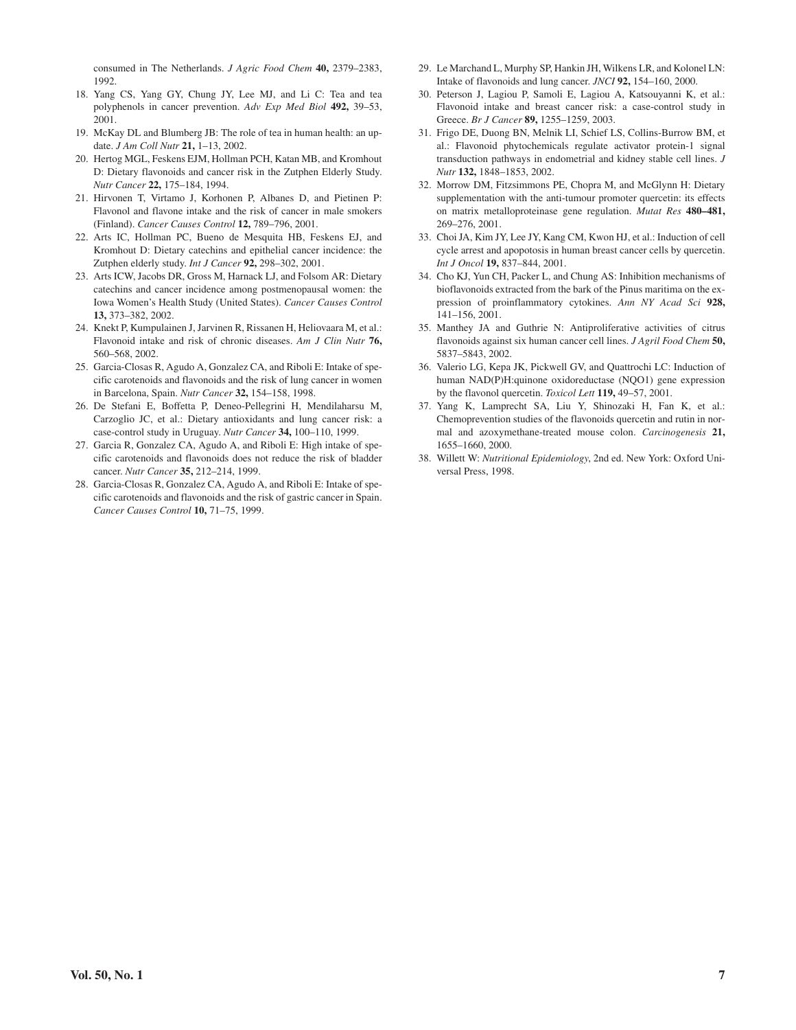consumed in The Netherlands. *J Agric Food Chem* **40,** 2379–2383, 1992.

18. Yang CS, Yang GY, Chung JY, Lee MJ, and Li C: Tea and tea polyphenols in cancer prevention. *Adv Exp Med Biol* **492,** 39–53, 2001.
19. McKay DL and Blumberg JB: The role of tea in human health: an update. *J Am Coll Nutr* **21,** 1–13, 2002.
20. Hertog MGL, Feskens EJM, Hollman PCH, Katan MB, and Kromhout D: Dietary flavonoids and cancer risk in the Zutphen Elderly Study. *Nutr Cancer* **22,** 175–184, 1994.
21. Hirvonen T, Virtamo J, Korhonen P, Albanes D, and Pietinen P: Flavonol and flavone intake and the risk of cancer in male smokers (Finland). *Cancer Causes Control* **12,** 789–796, 2001.
22. Arts IC, Hollman PC, Bueno de Mesquita HB, Feskens EJ, and Kromhout D: Dietary catechins and epithelial cancer incidence: the Zutphen elderly study. *Int J Cancer* **92,** 298–302, 2001.
23. Arts ICW, Jacobs DR, Gross M, Harnack LJ, and Folsom AR: Dietary catechins and cancer incidence among postmenopausal women: the Iowa Women's Health Study (United States). *Cancer Causes Control* **13,** 373–382, 2002.
24. Knekt P, Kumpulainen J, Jarvinen R, Rissanen H, Heliovaara M, et al.: Flavonoid intake and risk of chronic diseases. *Am J Clin Nutr* **76,** 560–568, 2002.
25. Garcia-Closas R, Agudo A, Gonzalez CA, and Riboli E: Intake of specific carotenoids and flavonoids and the risk of lung cancer in women in Barcelona, Spain. *Nutr Cancer* **32,** 154–158, 1998.
26. De Stefani E, Boffetta P, Deneo-Pellegrini H, Mendilaharsu M, Carzoglio JC, et al.: Dietary antioxidants and lung cancer risk: a case-control study in Uruguay. *Nutr Cancer* **34,** 100–110, 1999.
27. Garcia R, Gonzalez CA, Agudo A, and Riboli E: High intake of specific carotenoids and flavonoids does not reduce the risk of bladder cancer. *Nutr Cancer* **35,** 212–214, 1999.
28. Garcia-Closas R, Gonzalez CA, Agudo A, and Riboli E: Intake of specific carotenoids and flavonoids and the risk of gastric cancer in Spain. *Cancer Causes Control* **10,** 71–75, 1999.
29. Le Marchand L, Murphy SP, Hankin JH, Wilkens LR, and Kolonel LN: Intake of flavonoids and lung cancer. *JNCI* **92,** 154–160, 2000.
30. Peterson J, Lagiou P, Samoli E, Lagiou A, Katsouyanni K, et al.: Flavonoid intake and breast cancer risk: a case-control study in Greece. *Br J Cancer* **89,** 1255–1259, 2003.
31. Frigo DE, Duong BN, Melnik LI, Schief LS, Collins-Burrow BM, et al.: Flavonoid phytochemicals regulate activator protein-1 signal transduction pathways in endometrial and kidney stable cell lines. *J Nutr* **132,** 1848–1853, 2002.
32. Morrow DM, Fitzsimmons PE, Chopra M, and McGlynn H: Dietary supplementation with the anti-tumour promoter quercetin: its effects on matrix metalloproteinase gene regulation. *Mutat Res* **480–481,** 269–276, 2001.
33. Choi JA, Kim JY, Lee JY, Kang CM, Kwon HJ, et al.: Induction of cell cycle arrest and apopotosis in human breast cancer cells by quercetin. *Int J Oncol* **19,** 837–844, 2001.
34. Cho KJ, Yun CH, Packer L, and Chung AS: Inhibition mechanisms of bioflavonoids extracted from the bark of the Pinus maritima on the expression of proinflammatory cytokines. *Ann NY Acad Sci* **928,** 141–156, 2001.
35. Manthey JA and Guthrie N: Antiproliferative activities of citrus flavonoids against six human cancer cell lines. *J Agril Food Chem* **50,** 5837–5843, 2002.
36. Valerio LG, Kepa JK, Pickwell GV, and Quattrochi LC: Induction of human NAD(P)H:quinone oxidoreductase (NQO1) gene expression by the flavonol quercetin. *Toxicol Lett* **119,** 49–57, 2001.
37. Yang K, Lamprecht SA, Liu Y, Shinozaki H, Fan K, et al.: Chemoprevention studies of the flavonoids quercetin and rutin in normal and azoxymethane-treated mouse colon. *Carcinogenesis* **21,** 1655–1660, 2000.
38. Willett W: *Nutritional Epidemiology*, 2nd ed. New York: Oxford Universal Press, 1998.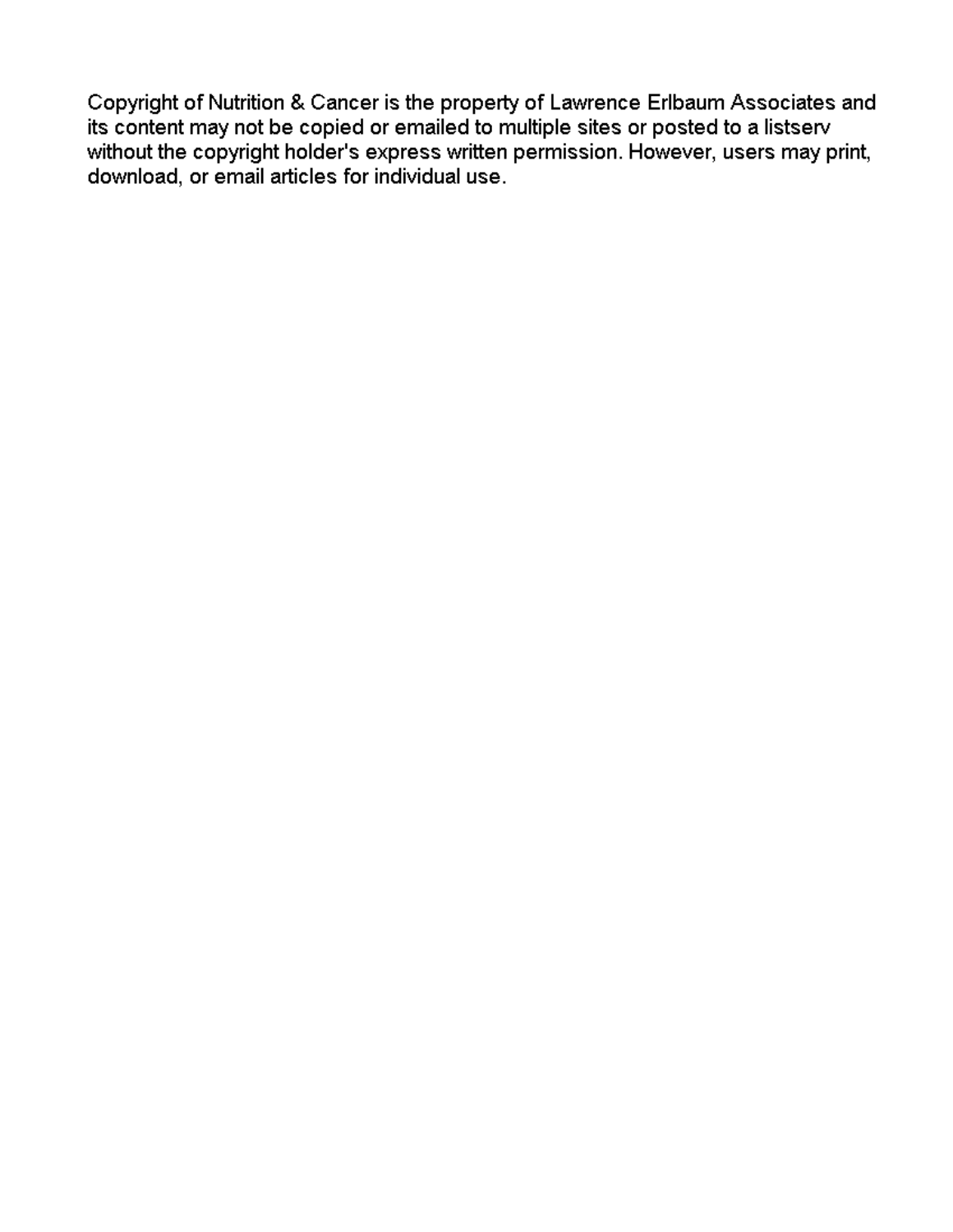Copyright of Nutrition & Cancer is the property of Lawrence Erlbaum Associates and its content may not be copied or emailed to multiple sites or posted to a listserv without the copyright holder's express written permission. However, users may print, download, or email articles for individual use.